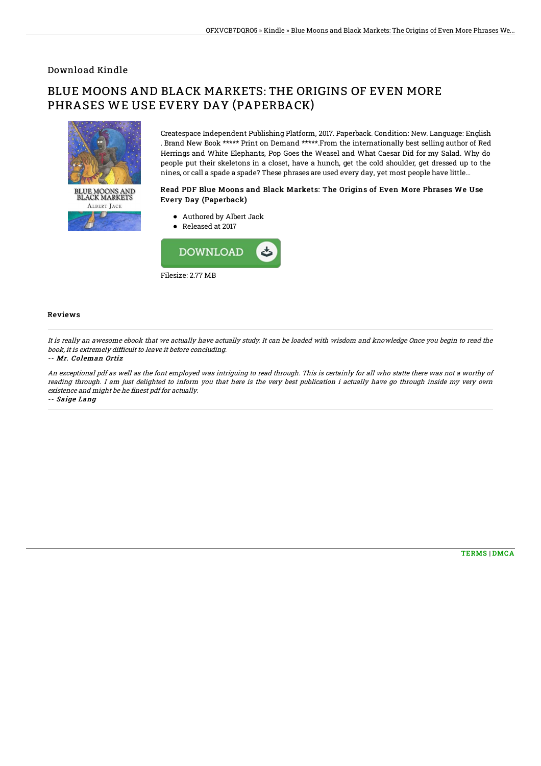## Download Kindle

# BLUE MOONS AND BLACK MARKETS: THE ORIGINS OF EVEN MORE PHRASES WE USE EVERY DAY (PAPERBACK)

Createspace Independent Publishing Platform, 2017. Paperback. Condition: New. Language: English . Brand New Book ***** Print on Demand *****.From the internationally best selling author of Red Herrings and White Elephants, Pop Goes the Weasel and What Caesar Did for my Salad. Why do people put their skeletons in a closet, have a hunch, get the cold shoulder, get dressed up to the nines, or call a spade a spade? These phrases are used every day, yet most people have little...

### Read PDF Blue Moons and Black Markets: The Origins of Even More Phrases We Use Every Day (Paperback)

- Authored by Albert Jack
- Released at 2017

DOWNLOAD

Filesize: 2.77 MB

### Reviews

*It is really an awesome ebook that we actually have actually study. It can be loaded with wisdom and knowledge Once you begin to read the book, it is extremely difficult to leave it before concluding.*

*-- Mr. Coleman Ortiz*

*An exceptional pdf as well as the font employed was intriguing to read through. This is certainly for all who statte there was not a worthy of reading through. I am just delighted to inform you that here is the very best publication i actually have go through inside my very own existence and might be he finest pdf for actually.*

*-- Saige Lang*

TERMS | DMCA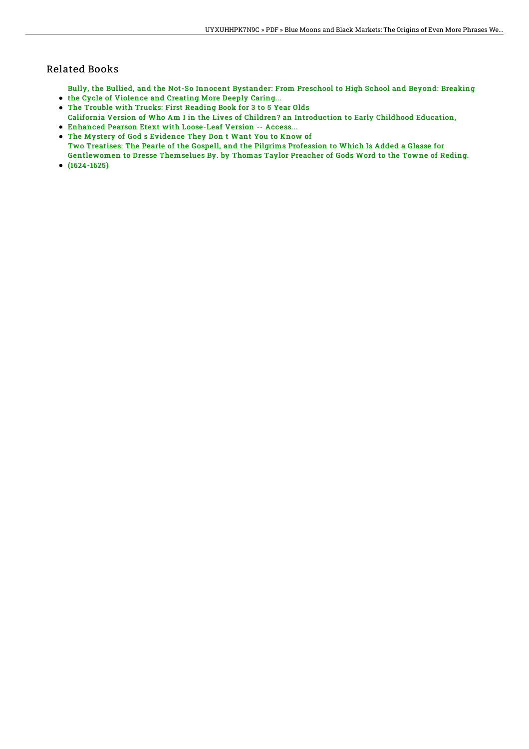## Related Books

- Bully, the Bullied, and the Not-So Innocent Bystander: From Preschool to High School and Beyond: Breaking the Cycle of Violence and Creating More Deeply Caring...
- The Trouble with Trucks: First Reading Book for 3 to 5 Year Olds
- California Version of Who Am I in the Lives of Children? an Introduction to Early Childhood Education, Enhanced Pearson Etext with Loose-Leaf Version -- Access...
- The Mystery of God s Evidence They Don t Want You to Know of
- Two Treatises: The Pearle of the Gospell, and the Pilgrims Profession to Which Is Added a Glasse for Gentlewomen to Dresse Themselues By. by Thomas Taylor Preacher of Gods Word to the Towne of Reding. (1624-1625)